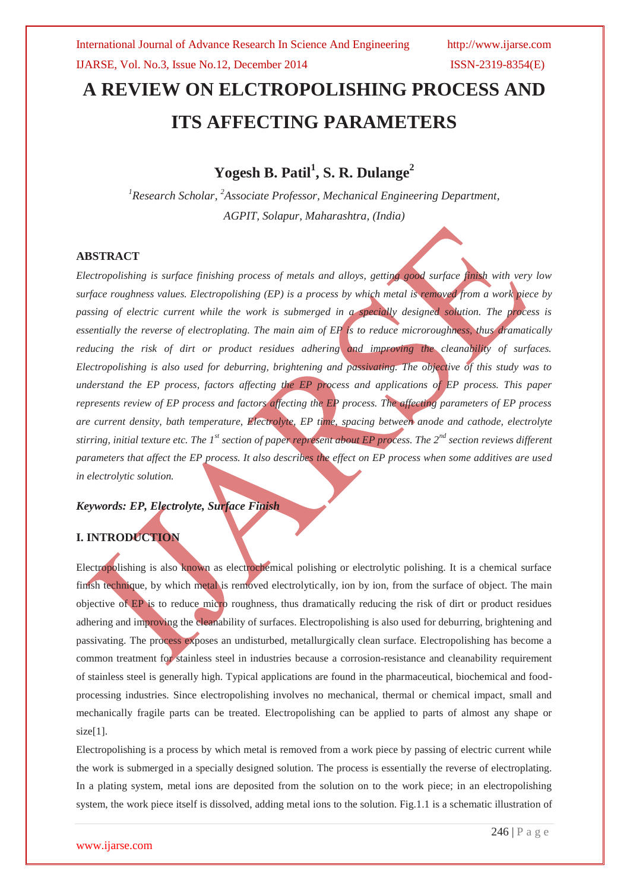# A REVIEW ON ELCTROPOLISHING PROCESS AND ITS AFFECTING PARAMETERS

**Yogesh B. Patil[1], S. R. Dulange[2]**

*[1]Research Scholar, [2]Associate Professor, Mechanical Engineering Department, AGPIT, Solapur, Maharashtra, (India)*

## ABSTRACT

*Electropolishing is surface finishing process of metals and alloys, getting good surface finish with very low surface roughness values. Electropolishing (EP) is a process by which metal is removed from a work piece by passing of electric current while the work is submerged in a specially designed solution. The process is essentially the reverse of electroplating. The main aim of EP is to reduce microroughness, thus dramatically reducing the risk of dirt or product residues adhering and improving the cleanability of surfaces. Electropolishing is also used for deburring, brightening and passivating. The objective of this study was to understand the EP process, factors affecting the EP process and applications of EP process. This paper represents review of EP process and factors affecting the EP process. The affecting parameters of EP process are current density, bath temperature, Electrolyte, EP time, spacing between anode and cathode, electrolyte stirring, initial texture etc. The 1st section of paper represent about EP process. The 2nd section reviews different parameters that affect the EP process. It also describes the effect on EP process when some additives are used in electrolytic solution.*

***Keywords: EP, Electrolyte, Surface Finish***

## I. INTRODUCTION

Electropolishing is also known as electrochemical polishing or electrolytic polishing. It is a chemical surface finish technique, by which metal is removed electrolytically, ion by ion, from the surface of object. The main objective of EP is to reduce micro roughness, thus dramatically reducing the risk of dirt or product residues adhering and improving the cleanability of surfaces. Electropolishing is also used for deburring, brightening and passivating. The process exposes an undisturbed, metallurgically clean surface. Electropolishing has become a common treatment for stainless steel in industries because a corrosion-resistance and cleanability requirement of stainless steel is generally high. Typical applications are found in the pharmaceutical, biochemical and food-processing industries. Since electropolishing involves no mechanical, thermal or chemical impact, small and mechanically fragile parts can be treated. Electropolishing can be applied to parts of almost any shape or size[1].

Electropolishing is a process by which metal is removed from a work piece by passing of electric current while the work is submerged in a specially designed solution. The process is essentially the reverse of electroplating. In a plating system, metal ions are deposited from the solution on to the work piece; in an electropolishing system, the work piece itself is dissolved, adding metal ions to the solution. Fig.1.1 is a schematic illustration of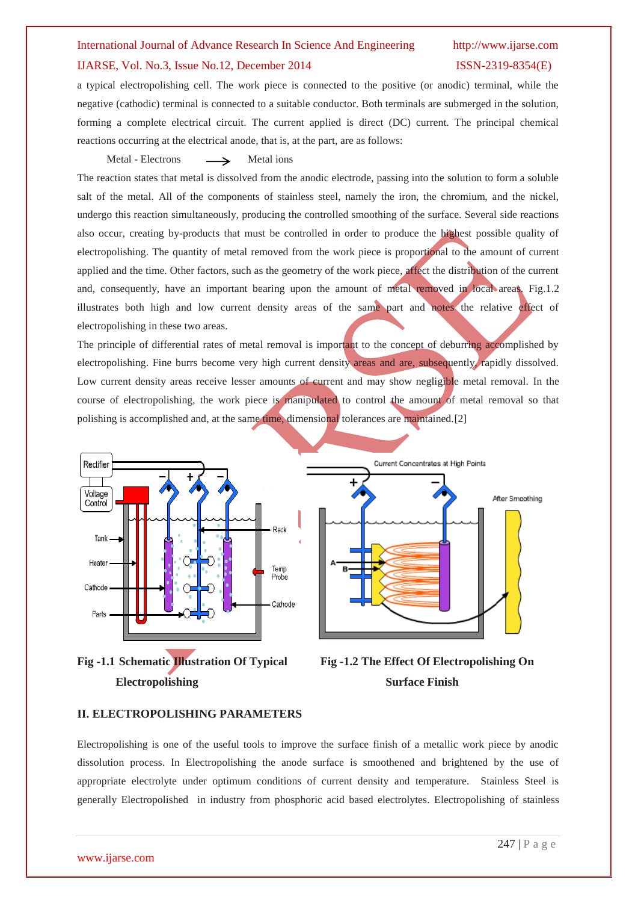a typical electropolishing cell. The work piece is connected to the positive (or anodic) terminal, while the negative (cathodic) terminal is connected to a suitable conductor. Both terminals are submerged in the solution, forming a complete electrical circuit. The current applied is direct (DC) current. The principal chemical reactions occurring at the electrical anode, that is, at the part, are as follows:

Metal - Electrons $\longrightarrow$ Metal ions

The reaction states that metal is dissolved from the anodic electrode, passing into the solution to form a soluble salt of the metal. All of the components of stainless steel, namely the iron, the chromium, and the nickel, undergo this reaction simultaneously, producing the controlled smoothing of the surface. Several side reactions also occur, creating by-products that must be controlled in order to produce the highest possible quality of electropolishing. The quantity of metal removed from the work piece is proportional to the amount of current applied and the time. Other factors, such as the geometry of the work piece, affect the distribution of the current and, consequently, have an important bearing upon the amount of metal removed in local areas. Fig.1.2 illustrates both high and low current density areas of the same part and notes the relative effect of electropolishing in these two areas.

The principle of differential rates of metal removal is important to the concept of deburring accomplished by electropolishing. Fine burrs become very high current density areas and are, subsequently, rapidly dissolved. Low current density areas receive lesser amounts of current and may show negligible metal removal. In the course of electropolishing, the work piece is manipulated to control the amount of metal removal so that polishing is accomplished and, at the same time, dimensional tolerances are maintained.[2]

**Fig -1.1 Schematic Illustration Of Typical Electropolishing**

**Fig -1.2 The Effect Of Electropolishing On Surface Finish**

## II. ELECTROPOLISHING PARAMETERS

Electropolishing is one of the useful tools to improve the surface finish of a metallic work piece by anodic dissolution process. In Electropolishing the anode surface is smoothened and brightened by the use of appropriate electrolyte under optimum conditions of current density and temperature. Stainless Steel is generally Electropolished in industry from phosphoric acid based electrolytes. Electropolishing of stainless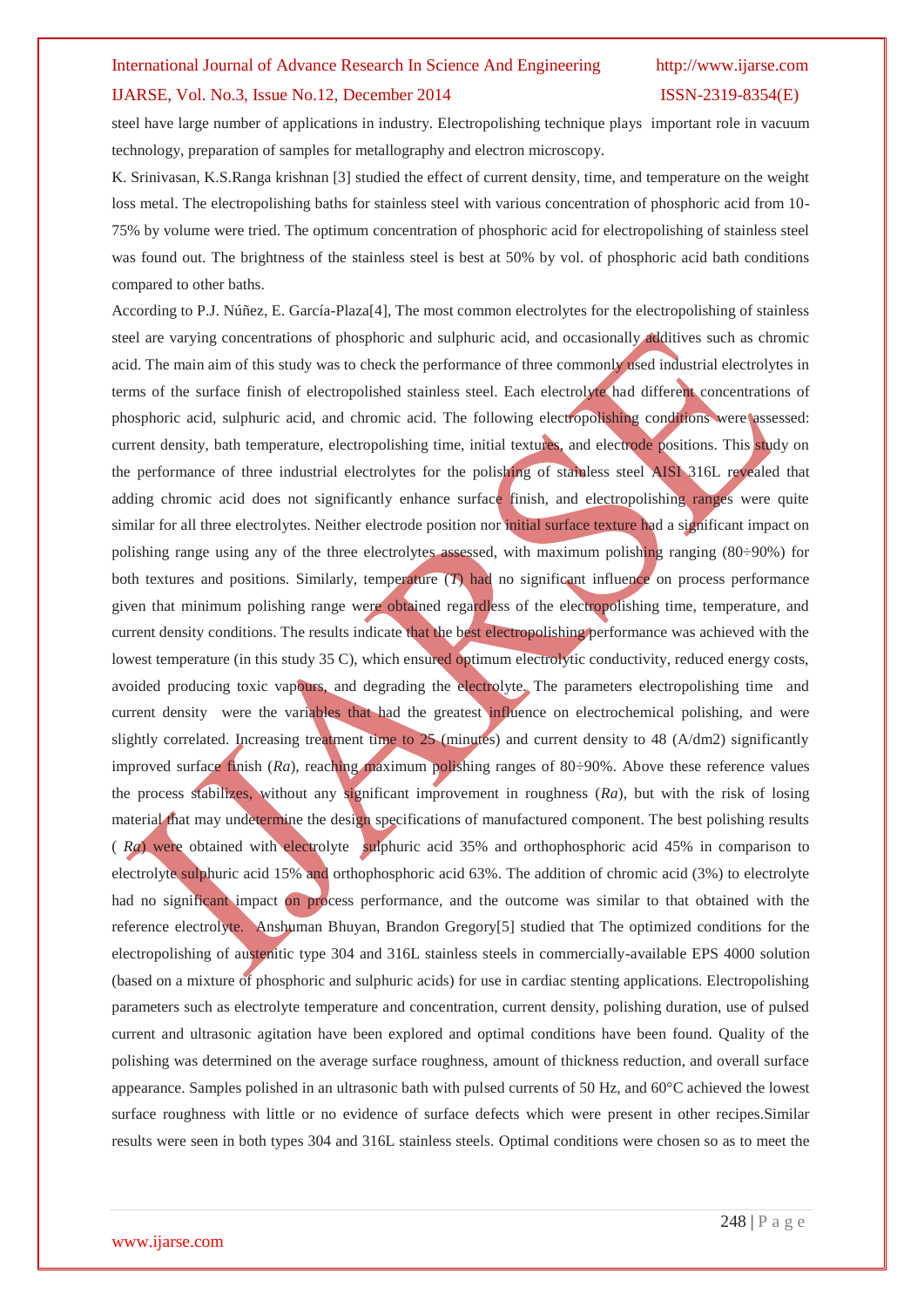steel have large number of applications in industry. Electropolishing technique plays important role in vacuum technology, preparation of samples for metallography and electron microscopy.

K. Srinivasan, K.S.Ranga krishnan [3] studied the effect of current density, time, and temperature on the weight loss metal. The electropolishing baths for stainless steel with various concentration of phosphoric acid from 10-75% by volume were tried. The optimum concentration of phosphoric acid for electropolishing of stainless steel was found out. The brightness of the stainless steel is best at 50% by vol. of phosphoric acid bath conditions compared to other baths.

According to P.J. Núñez, E. García-Plaza[4], The most common electrolytes for the electropolishing of stainless steel are varying concentrations of phosphoric and sulphuric acid, and occasionally additives such as chromic acid. The main aim of this study was to check the performance of three commonly used industrial electrolytes in terms of the surface finish of electropolished stainless steel. Each electrolyte had different concentrations of phosphoric acid, sulphuric acid, and chromic acid. The following electropolishing conditions were assessed: current density, bath temperature, electropolishing time, initial textures, and electrode positions. This study on the performance of three industrial electrolytes for the polishing of stainless steel AISI 316L revealed that adding chromic acid does not significantly enhance surface finish, and electropolishing ranges were quite similar for all three electrolytes. Neither electrode position nor initial surface texture had a significant impact on polishing range using any of the three electrolytes assessed, with maximum polishing ranging (80÷90%) for both textures and positions. Similarly, temperature (*T*) had no significant influence on process performance given that minimum polishing range were obtained regardless of the electropolishing time, temperature, and current density conditions. The results indicate that the best electropolishing performance was achieved with the lowest temperature (in this study 35 C), which ensured optimum electrolytic conductivity, reduced energy costs, avoided producing toxic vapours, and degrading the electrolyte. The parameters electropolishing time and current density were the variables that had the greatest influence on electrochemical polishing, and were slightly correlated. Increasing treatment time to 25 (minutes) and current density to 48 (A/dm2) significantly improved surface finish (*Ra*), reaching maximum polishing ranges of 80÷90%. Above these reference values the process stabilizes, without any significant improvement in roughness (*Ra*), but with the risk of losing material that may undetermine the design specifications of manufactured component. The best polishing results ( *Ra*) were obtained with electrolyte sulphuric acid 35% and orthophosphoric acid 45% in comparison to electrolyte sulphuric acid 15% and orthophosphoric acid 63%. The addition of chromic acid (3%) to electrolyte had no significant impact on process performance, and the outcome was similar to that obtained with the reference electrolyte. Anshuman Bhuyan, Brandon Gregory[5] studied that The optimized conditions for the electropolishing of austenitic type 304 and 316L stainless steels in commercially-available EPS 4000 solution (based on a mixture of phosphoric and sulphuric acids) for use in cardiac stenting applications. Electropolishing parameters such as electrolyte temperature and concentration, current density, polishing duration, use of pulsed current and ultrasonic agitation have been explored and optimal conditions have been found. Quality of the polishing was determined on the average surface roughness, amount of thickness reduction, and overall surface appearance. Samples polished in an ultrasonic bath with pulsed currents of 50 Hz, and 60°C achieved the lowest surface roughness with little or no evidence of surface defects which were present in other recipes.Similar results were seen in both types 304 and 316L stainless steels. Optimal conditions were chosen so as to meet the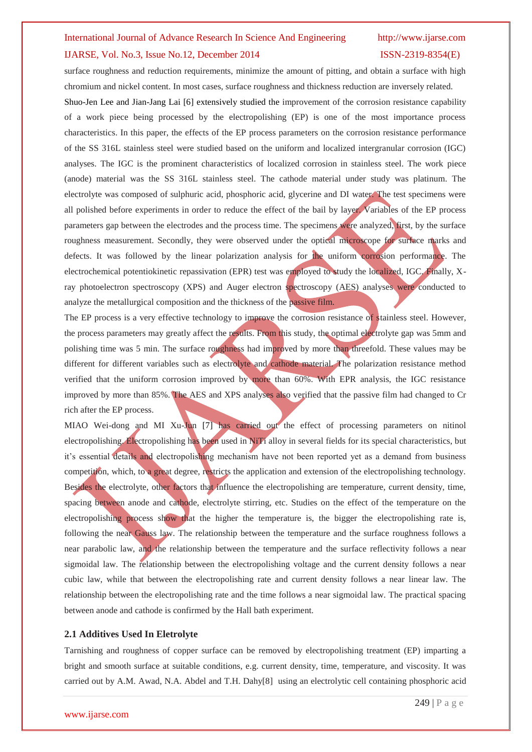surface roughness and reduction requirements, minimize the amount of pitting, and obtain a surface with high chromium and nickel content. In most cases, surface roughness and thickness reduction are inversely related.

Shuo-Jen Lee and Jian-Jang Lai [6] extensively studied the improvement of the corrosion resistance capability of a work piece being processed by the electropolishing (EP) is one of the most importance process characteristics. In this paper, the effects of the EP process parameters on the corrosion resistance performance of the SS 316L stainless steel were studied based on the uniform and localized intergranular corrosion (IGC) analyses. The IGC is the prominent characteristics of localized corrosion in stainless steel. The work piece (anode) material was the SS 316L stainless steel. The cathode material under study was platinum. The electrolyte was composed of sulphuric acid, phosphoric acid, glycerine and DI water. The test specimens were all polished before experiments in order to reduce the effect of the bail by layer. Variables of the EP process parameters gap between the electrodes and the process time. The specimens were analyzed, first, by the surface roughness measurement. Secondly, they were observed under the optical microscope for surface marks and defects. It was followed by the linear polarization analysis for the uniform corrosion performance. The electrochemical potentiokinetic repassivation (EPR) test was employed to study the localized, IGC. Finally, X-ray photoelectron spectroscopy (XPS) and Auger electron spectroscopy (AES) analyses were conducted to analyze the metallurgical composition and the thickness of the passive film.

The EP process is a very effective technology to improve the corrosion resistance of stainless steel. However, the process parameters may greatly affect the results. From this study, the optimal electrolyte gap was 5mm and polishing time was 5 min. The surface roughness had improved by more than threefold. These values may be different for different variables such as electrolyte and cathode material. The polarization resistance method verified that the uniform corrosion improved by more than 60%. With EPR analysis, the IGC resistance improved by more than 85%. The AES and XPS analyses also verified that the passive film had changed to Cr rich after the EP process.

MIAO Wei-dong and MI Xu-Jun [7] has carried out the effect of processing parameters on nitinol electropolishing. Electropolishing has been used in NiTi alloy in several fields for its special characteristics, but it's essential details and electropolishing mechanism have not been reported yet as a demand from business competition, which, to a great degree, restricts the application and extension of the electropolishing technology. Besides the electrolyte, other factors that influence the electropolishing are temperature, current density, time, spacing between anode and cathode, electrolyte stirring, etc. Studies on the effect of the temperature on the electropolishing process show that the higher the temperature is, the bigger the electropolishing rate is, following the near Gauss law. The relationship between the temperature and the surface roughness follows a near parabolic law, and the relationship between the temperature and the surface reflectivity follows a near sigmoidal law. The relationship between the electropolishing voltage and the current density follows a near cubic law, while that between the electropolishing rate and current density follows a near linear law. The relationship between the electropolishing rate and the time follows a near sigmoidal law. The practical spacing between anode and cathode is confirmed by the Hall bath experiment.

### 2.1 Additives Used In Eletrolyte

Tarnishing and roughness of copper surface can be removed by electropolishing treatment (EP) imparting a bright and smooth surface at suitable conditions, e.g. current density, time, temperature, and viscosity. It was carried out by A.M. Awad, N.A. Abdel and T.H. Dahy[8] using an electrolytic cell containing phosphoric acid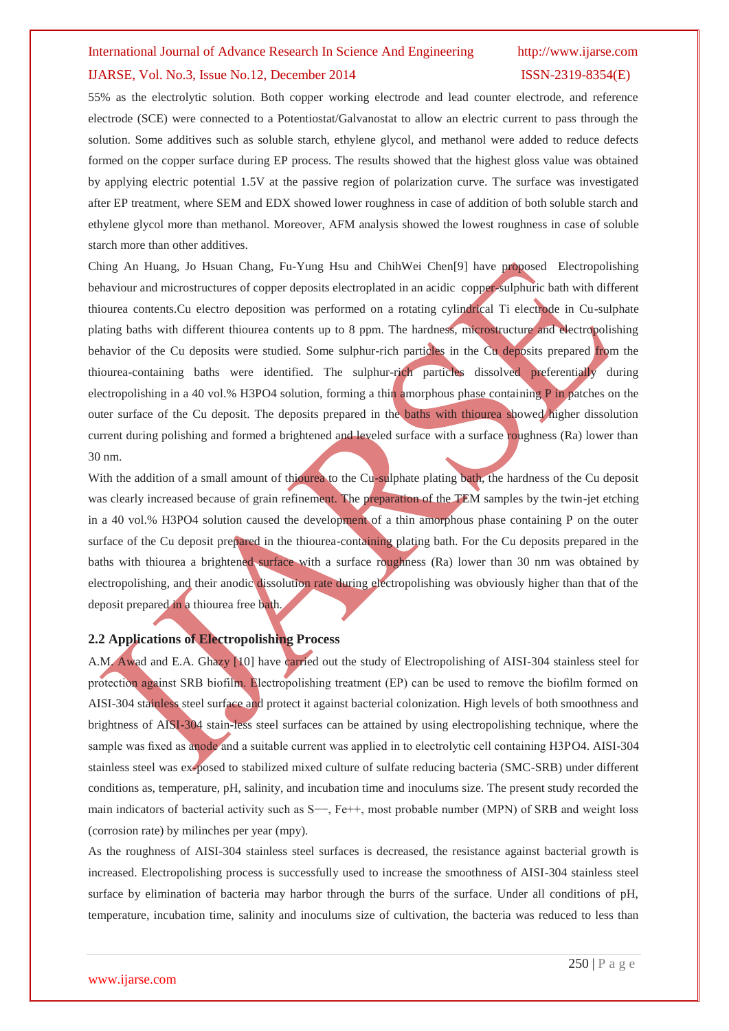55% as the electrolytic solution. Both copper working electrode and lead counter electrode, and reference electrode (SCE) were connected to a Potentiostat/Galvanostat to allow an electric current to pass through the solution. Some additives such as soluble starch, ethylene glycol, and methanol were added to reduce defects formed on the copper surface during EP process. The results showed that the highest gloss value was obtained by applying electric potential 1.5V at the passive region of polarization curve. The surface was investigated after EP treatment, where SEM and EDX showed lower roughness in case of addition of both soluble starch and ethylene glycol more than methanol. Moreover, AFM analysis showed the lowest roughness in case of soluble starch more than other additives.

Ching An Huang, Jo Hsuan Chang, Fu-Yung Hsu and ChihWei Chen[9] have proposed Electropolishing behaviour and microstructures of copper deposits electroplated in an acidic copper-sulphuric bath with different thiourea contents.Cu electro deposition was performed on a rotating cylindrical Ti electrode in Cu-sulphate plating baths with different thiourea contents up to 8 ppm. The hardness, microstructure and electropolishing behavior of the Cu deposits were studied. Some sulphur-rich particles in the Cu deposits prepared from the thiourea-containing baths were identified. The sulphur-rich particles dissolved preferentially during electropolishing in a 40 vol.% $H_3PO_4$ solution, forming a thin amorphous phase containing P in patches on the outer surface of the Cu deposit. The deposits prepared in the baths with thiourea showed higher dissolution current during polishing and formed a brightened and leveled surface with a surface roughness (Ra) lower than 30 nm.

With the addition of a small amount of thiourea to the Cu-sulphate plating bath, the hardness of the Cu deposit was clearly increased because of grain refinement. The preparation of the TEM samples by the twin-jet etching in a 40 vol.% $H_3PO_4$ solution caused the development of a thin amorphous phase containing P on the outer surface of the Cu deposit prepared in the thiourea-containing plating bath. For the Cu deposits prepared in the baths with thiourea a brightened surface with a surface roughness (Ra) lower than 30 nm was obtained by electropolishing, and their anodic dissolution rate during electropolishing was obviously higher than that of the deposit prepared in a thiourea free bath.

## 2.2 Applications of Electropolishing Process

A.M. Awad and E.A. Ghazy [10] have carried out the study of Electropolishing of AISI-304 stainless steel for protection against SRB biofilm. Electropolishing treatment (EP) can be used to remove the biofilm formed on AISI-304 stainless steel surface and protect it against bacterial colonization. High levels of both smoothness and brightness of AISI-304 stain-less steel surfaces can be attained by using electropolishing technique, where the sample was fixed as anode and a suitable current was applied in to electrolytic cell containing $H_3PO_4$. AISI-304 stainless steel was ex-posed to stabilized mixed culture of sulfate reducing bacteria (SMC-SRB) under different conditions as, temperature, pH, salinity, and incubation time and inoculums size. The present study recorded the main indicators of bacterial activity such as $S^{--}$, $Fe^{++}$, most probable number (MPN) of SRB and weight loss (corrosion rate) by milinches per year (mpy).

As the roughness of AISI-304 stainless steel surfaces is decreased, the resistance against bacterial growth is increased. Electropolishing process is successfully used to increase the smoothness of AISI-304 stainless steel surface by elimination of bacteria may harbor through the burrs of the surface. Under all conditions of pH, temperature, incubation time, salinity and inoculums size of cultivation, the bacteria was reduced to less than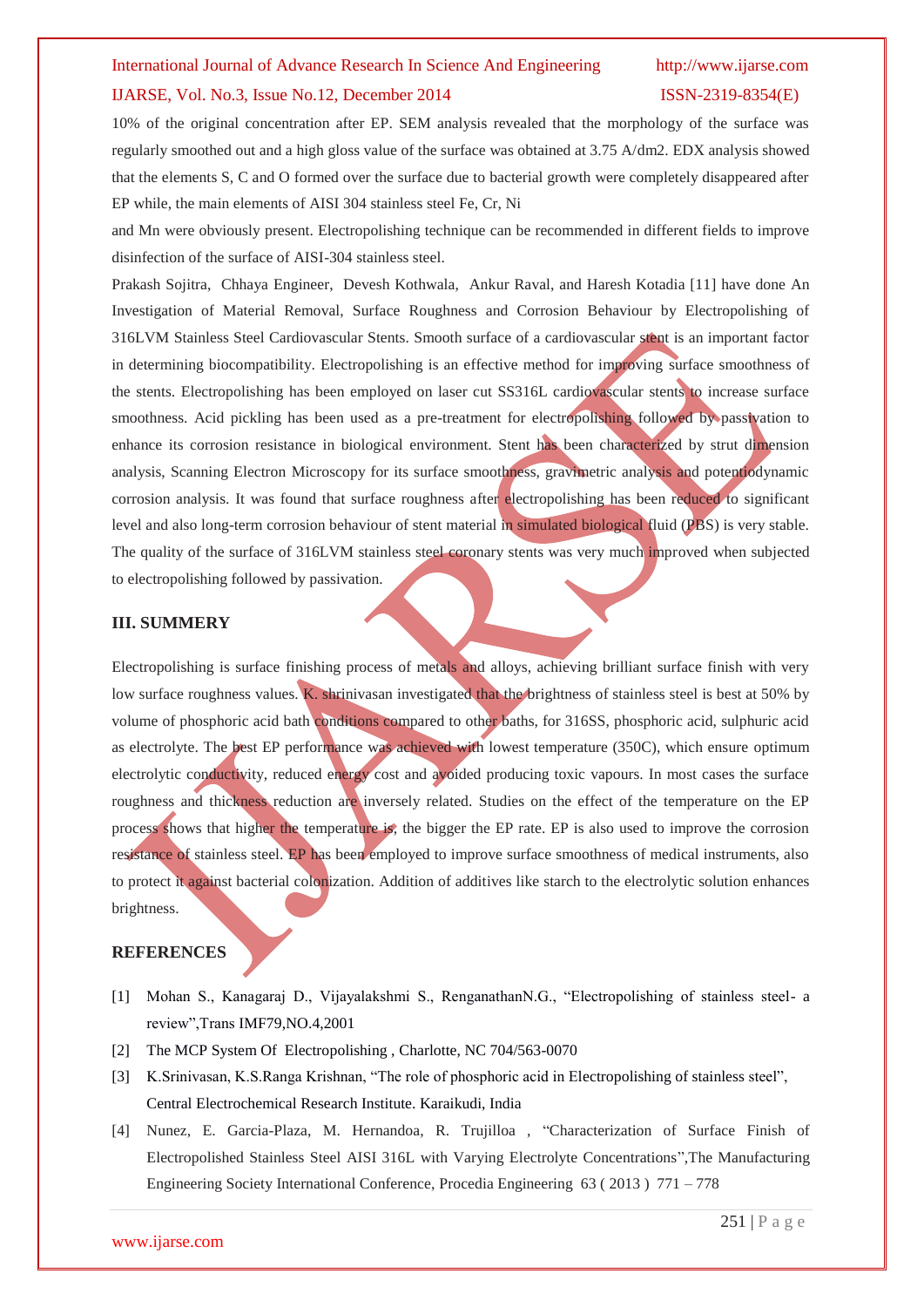10% of the original concentration after EP. SEM analysis revealed that the morphology of the surface was regularly smoothed out and a high gloss value of the surface was obtained at 3.75 A/dm2. EDX analysis showed that the elements S, C and O formed over the surface due to bacterial growth were completely disappeared after EP while, the main elements of AISI 304 stainless steel Fe, Cr, Ni

and Mn were obviously present. Electropolishing technique can be recommended in different fields to improve disinfection of the surface of AISI-304 stainless steel.

Prakash Sojitra, Chhaya Engineer, Devesh Kothwala, Ankur Raval, and Haresh Kotadia [11] have done An Investigation of Material Removal, Surface Roughness and Corrosion Behaviour by Electropolishing of 316LVM Stainless Steel Cardiovascular Stents. Smooth surface of a cardiovascular stent is an important factor in determining biocompatibility. Electropolishing is an effective method for improving surface smoothness of the stents. Electropolishing has been employed on laser cut SS316L cardiovascular stents to increase surface smoothness. Acid pickling has been used as a pre-treatment for electropolishing followed by passivation to enhance its corrosion resistance in biological environment. Stent has been characterized by strut dimension analysis, Scanning Electron Microscopy for its surface smoothness, gravimetric analysis and potentiodynamic corrosion analysis. It was found that surface roughness after electropolishing has been reduced to significant level and also long-term corrosion behaviour of stent material in simulated biological fluid (PBS) is very stable. The quality of the surface of 316LVM stainless steel coronary stents was very much improved when subjected to electropolishing followed by passivation.

## III. SUMMERY

Electropolishing is surface finishing process of metals and alloys, achieving brilliant surface finish with very low surface roughness values. K. shrinivasan investigated that the brightness of stainless steel is best at 50% by volume of phosphoric acid bath conditions compared to other baths, for 316SS, phosphoric acid, sulphuric acid as electrolyte. The best EP performance was achieved with lowest temperature (350C), which ensure optimum electrolytic conductivity, reduced energy cost and avoided producing toxic vapours. In most cases the surface roughness and thickness reduction are inversely related. Studies on the effect of the temperature on the EP process shows that higher the temperature is, the bigger the EP rate. EP is also used to improve the corrosion resistance of stainless steel. EP has been employed to improve surface smoothness of medical instruments, also to protect it against bacterial colonization. Addition of additives like starch to the electrolytic solution enhances brightness.

## REFERENCES

[1] Mohan S., Kanagaraj D., Vijayalakshmi S., RenganathanN.G., "Electropolishing of stainless steel- a review",Trans IMF79,NO.4,2001

[2] The MCP System Of Electropolishing , Charlotte, NC 704/563-0070

[3] K.Srinivasan, K.S.Ranga Krishnan, "The role of phosphoric acid in Electropolishing of stainless steel", Central Electrochemical Research Institute. Karaikudi, India

[4] Nunez, E. Garcia-Plaza, M. Hernandoa, R. Trujilloa , "Characterization of Surface Finish of Electropolished Stainless Steel AISI 316L with Varying Electrolyte Concentrations",The Manufacturing Engineering Society International Conference, Procedia Engineering 63 ( 2013 ) 771 – 778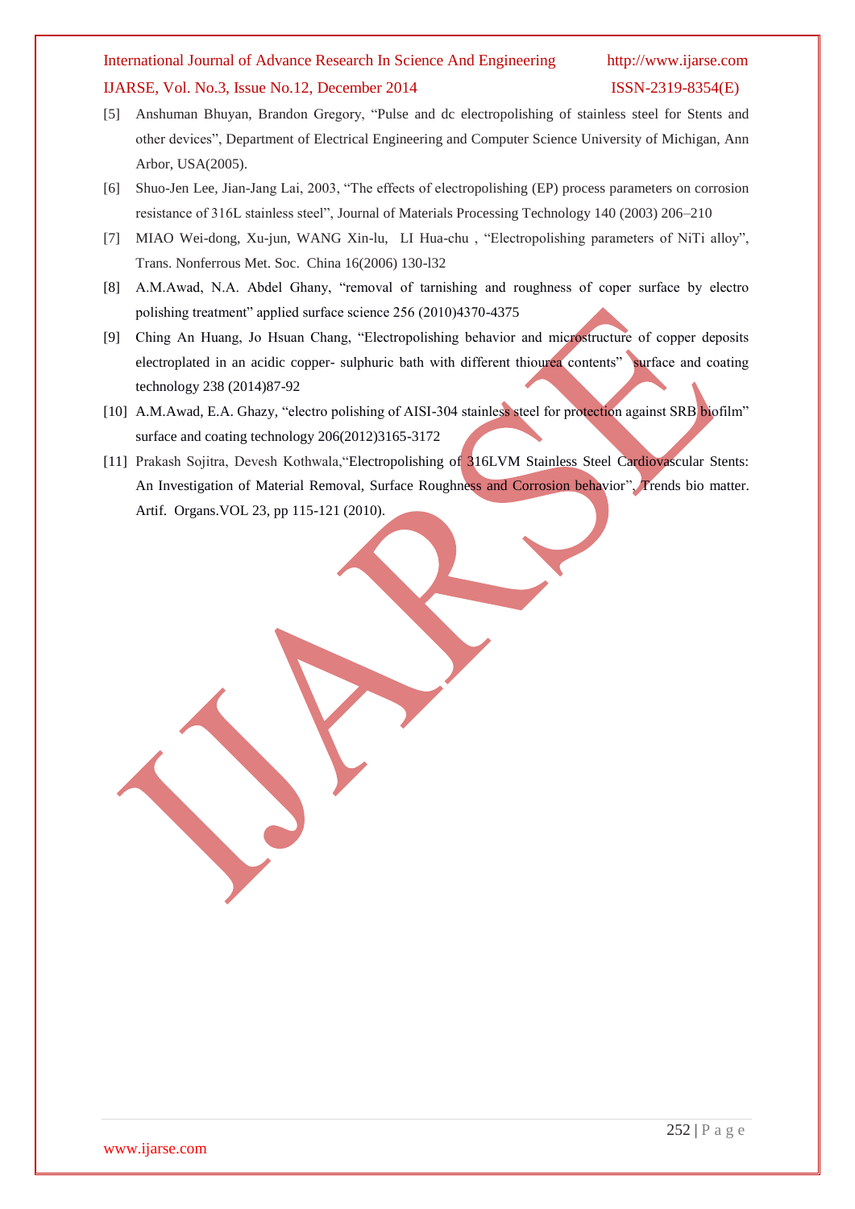[5] Anshuman Bhuyan, Brandon Gregory, "Pulse and dc electropolishing of stainless steel for Stents and other devices", Department of Electrical Engineering and Computer Science University of Michigan, Ann Arbor, USA(2005).

[6] Shuo-Jen Lee, Jian-Jang Lai, 2003, "The effects of electropolishing (EP) process parameters on corrosion resistance of 316L stainless steel", Journal of Materials Processing Technology 140 (2003) 206–210

[7] MIAO Wei-dong, Xu-jun, WANG Xin-lu, LI Hua-chu , "Electropolishing parameters of NiTi alloy", Trans. Nonferrous Met. Soc. China 16(2006) 130-l32

[8] A.M.Awad, N.A. Abdel Ghany, "removal of tarnishing and roughness of coper surface by electro polishing treatment" applied surface science 256 (2010)4370-4375

[9] Ching An Huang, Jo Hsuan Chang, "Electropolishing behavior and microstructure of copper deposits electroplated in an acidic copper- sulphuric bath with different thiourea contents" surface and coating technology 238 (2014)87-92

[10] A.M.Awad, E.A. Ghazy, "electro polishing of AISI-304 stainless steel for protection against SRB biofilm" surface and coating technology 206(2012)3165-3172

[11] Prakash Sojitra, Devesh Kothwala,"Electropolishing of 316LVM Stainless Steel Cardiovascular Stents: An Investigation of Material Removal, Surface Roughness and Corrosion behavior", Trends bio matter. Artif. Organs.VOL 23, pp 115-121 (2010).